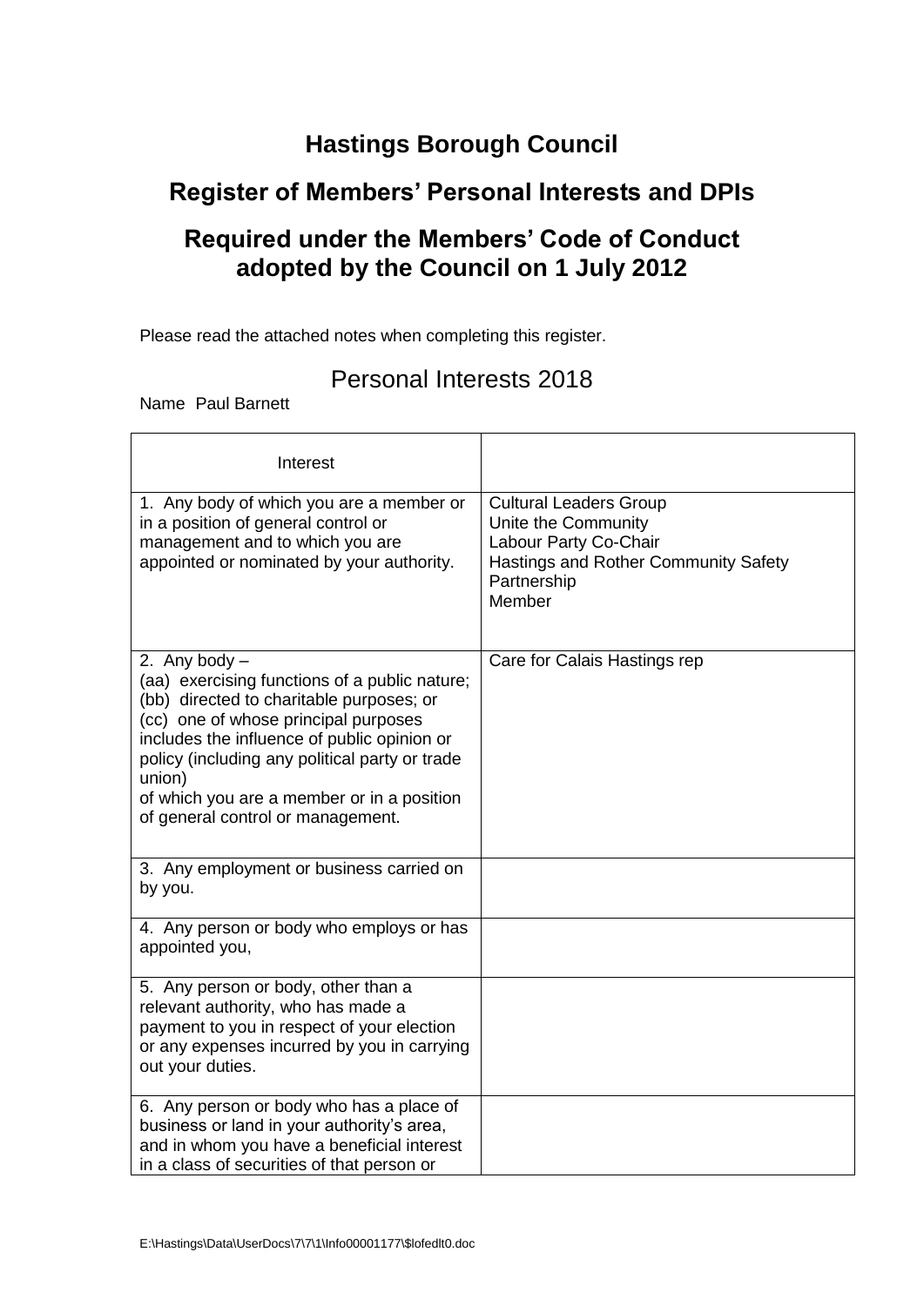# Hastings Borough Council

## Register of Members' Personal Interests and DPIs

## Required under the Members' Code of Conduct adopted by the Council on 1 July 2012

Please read the attached notes when completing this register.

### Personal Interests 2018

Name Paul Barnett

| Interest | |
|---|---|
| 1. Any body of which you are a member or in a position of general control or management and to which you are appointed or nominated by your authority. | Cultural Leaders Group<br>Unite the Community<br>Labour Party Co-Chair<br>Hastings and Rother Community Safety Partnership<br>Member |
| 2. Any body –<br>(aa) exercising functions of a public nature;<br>(bb) directed to charitable purposes; or<br>(cc) one of whose principal purposes includes the influence of public opinion or policy (including any political party or trade union)<br>of which you are a member or in a position of general control or management. | Care for Calais Hastings rep |
| 3. Any employment or business carried on by you. | |
| 4. Any person or body who employs or has appointed you, | |
| 5. Any person or body, other than a relevant authority, who has made a payment to you in respect of your election or any expenses incurred by you in carrying out your duties. | |
| 6. Any person or body who has a place of business or land in your authority's area, and in whom you have a beneficial interest in a class of securities of that person or | |

E:\Hastings\Data\UserDocs\7\7\1\Info00001177\$lofedlt0.doc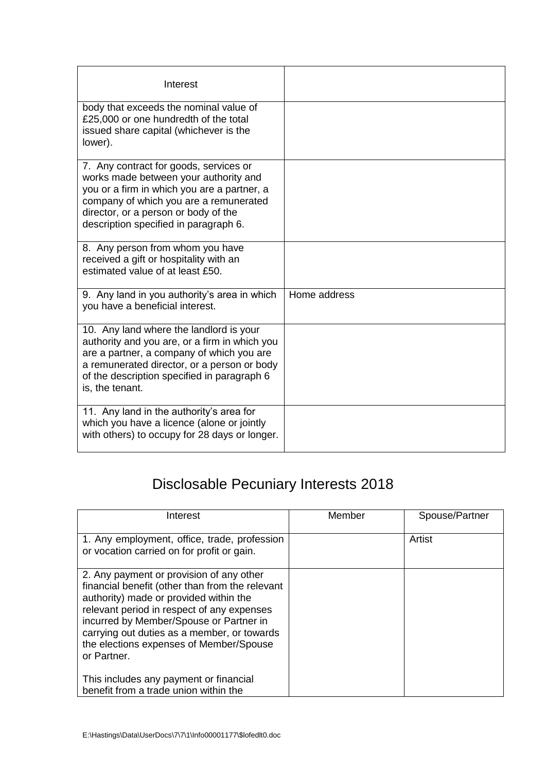| Interest | |
|---|---|
| body that exceeds the nominal value of £25,000 or one hundredth of the total issued share capital (whichever is the lower). | |
| 7. Any contract for goods, services or works made between your authority and you or a firm in which you are a partner, a company of which you are a remunerated director, or a person or body of the description specified in paragraph 6. | |
| 8. Any person from whom you have received a gift or hospitality with an estimated value of at least £50. | |
| 9. Any land in you authority's area in which you have a beneficial interest. | Home address |
| 10. Any land where the landlord is your authority and you are, or a firm in which you are a partner, a company of which you are a remunerated director, or a person or body of the description specified in paragraph 6 is, the tenant. | |
| 11. Any land in the authority's area for which you have a licence (alone or jointly with others) to occupy for 28 days or longer. | |

# Disclosable Pecuniary Interests 2018

| Interest | Member | Spouse/Partner |
|---|---|---|
| 1. Any employment, office, trade, profession or vocation carried on for profit or gain. | | Artist |
| 2. Any payment or provision of any other financial benefit (other than from the relevant authority) made or provided within the relevant period in respect of any expenses incurred by Member/Spouse or Partner in carrying out duties as a member, or towards the elections expenses of Member/Spouse or Partner.<br><br>This includes any payment or financial benefit from a trade union within the | | |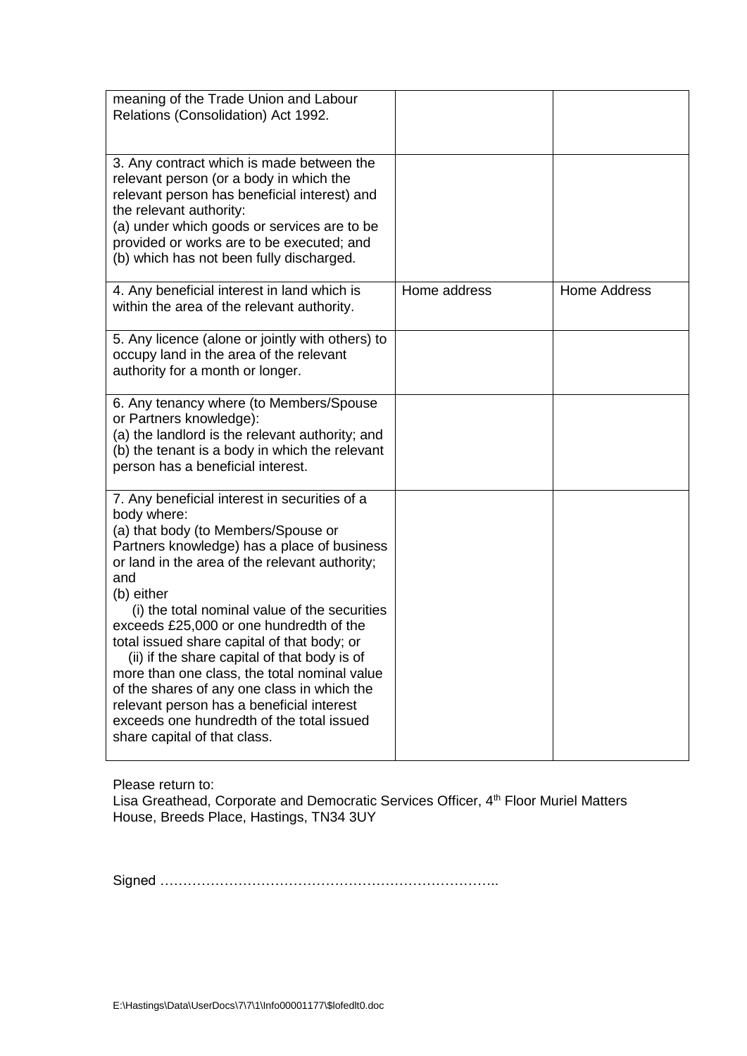| | | |
|---|---|---|
| meaning of the Trade Union and Labour Relations (Consolidation) Act 1992. | | |
| 3. Any contract which is made between the relevant person (or a body in which the relevant person has beneficial interest) and the relevant authority:<br>(a) under which goods or services are to be provided or works are to be executed; and<br>(b) which has not been fully discharged. | | |
| 4. Any beneficial interest in land which is within the area of the relevant authority. | Home address | Home Address |
| 5. Any licence (alone or jointly with others) to occupy land in the area of the relevant authority for a month or longer. | | |
| 6. Any tenancy where (to Members/Spouse or Partners knowledge):<br>(a) the landlord is the relevant authority; and<br>(b) the tenant is a body in which the relevant person has a beneficial interest. | | |
| 7. Any beneficial interest in securities of a body where:<br>(a) that body (to Members/Spouse or Partners knowledge) has a place of business or land in the area of the relevant authority; and<br>(b) either<br>(i) the total nominal value of the securities exceeds £25,000 or one hundredth of the total issued share capital of that body; or<br>(ii) if the share capital of that body is of more than one class, the total nominal value of the shares of any one class in which the relevant person has a beneficial interest exceeds one hundredth of the total issued share capital of that class. | | |

Please return to:
Lisa Greathead, Corporate and Democratic Services Officer, 4th Floor Muriel Matters House, Breeds Place, Hastings, TN34 3UY

Signed …………………………………………………………………..

E:\Hastings\Data\UserDocs\7\7\1\Info00001177\$lofedlt0.doc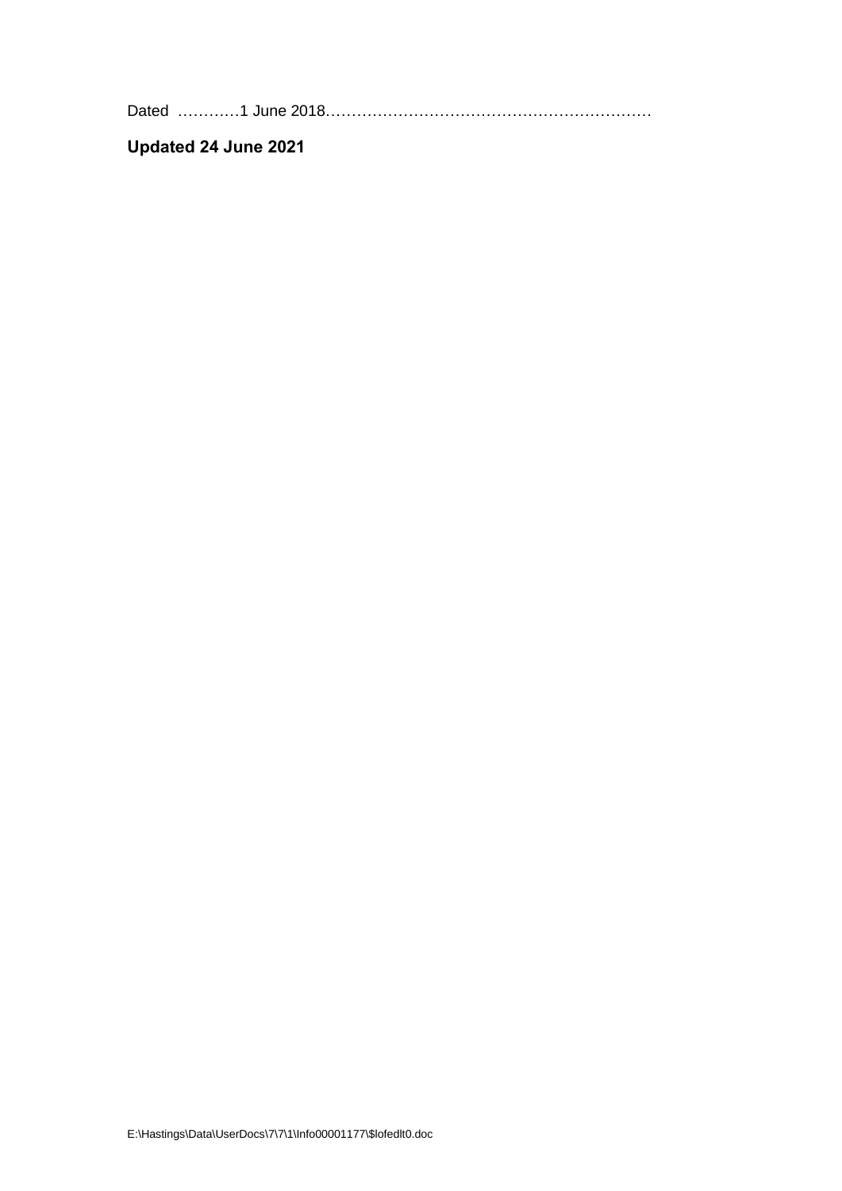Dated …………1 June 2018………………………………………………………

**Updated 24 June 2021**

E:\Hastings\Data\UserDocs\7\7\1\Info00001177\$lofedlt0.doc